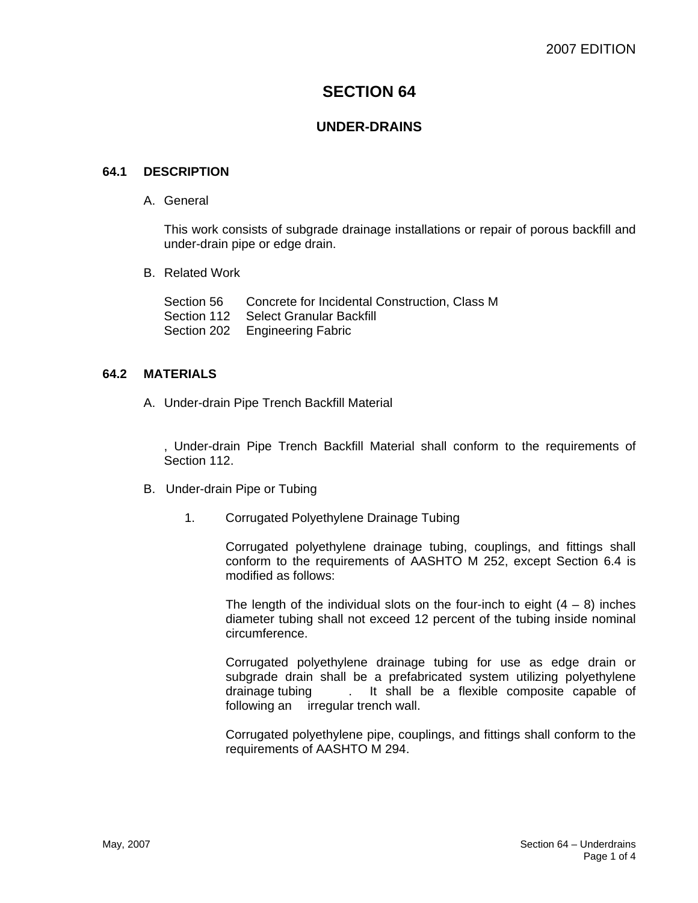# SECTION 64

## UNDER-DRAINS

### 64.1 DESCRIPTION

A. General

This work consists of subgrade drainage installations or repair of porous backfill and under-drain pipe or edge drain.

B. Related Work

Section 56 Concrete for Incidental Construction, Class M
Section 112 Select Granular Backfill
Section 202 Engineering Fabric

### 64.2 MATERIALS

A. Under-drain Pipe Trench Backfill Material

, Under-drain Pipe Trench Backfill Material shall conform to the requirements of Section 112.

B. Under-drain Pipe or Tubing

1. Corrugated Polyethylene Drainage Tubing

   Corrugated polyethylene drainage tubing, couplings, and fittings shall conform to the requirements of AASHTO M 252, except Section 6.4 is modified as follows:

   The length of the individual slots on the four-inch to eight (4 – 8) inches diameter tubing shall not exceed 12 percent of the tubing inside nominal circumference.

   Corrugated polyethylene drainage tubing for use as edge drain or subgrade drain shall be a prefabricated system utilizing polyethylene drainage tubing . It shall be a flexible composite capable of following an irregular trench wall.

   Corrugated polyethylene pipe, couplings, and fittings shall conform to the requirements of AASHTO M 294.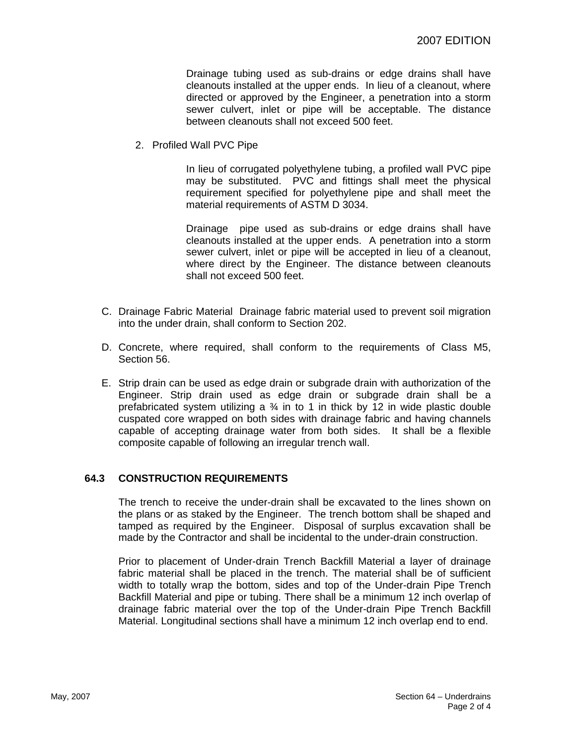Drainage tubing used as sub-drains or edge drains shall have cleanouts installed at the upper ends. In lieu of a cleanout, where directed or approved by the Engineer, a penetration into a storm sewer culvert, inlet or pipe will be acceptable. The distance between cleanouts shall not exceed 500 feet.

2. Profiled Wall PVC Pipe

   In lieu of corrugated polyethylene tubing, a profiled wall PVC pipe may be substituted. PVC and fittings shall meet the physical requirement specified for polyethylene pipe and shall meet the material requirements of ASTM D 3034.

   Drainage pipe used as sub-drains or edge drains shall have cleanouts installed at the upper ends. A penetration into a storm sewer culvert, inlet or pipe will be accepted in lieu of a cleanout, where direct by the Engineer. The distance between cleanouts shall not exceed 500 feet.

C. Drainage Fabric Material Drainage fabric material used to prevent soil migration into the under drain, shall conform to Section 202.

D. Concrete, where required, shall conform to the requirements of Class M5, Section 56.

E. Strip drain can be used as edge drain or subgrade drain with authorization of the Engineer. Strip drain used as edge drain or subgrade drain shall be a prefabricated system utilizing a ¾ in to 1 in thick by 12 in wide plastic double cuspated core wrapped on both sides with drainage fabric and having channels capable of accepting drainage water from both sides. It shall be a flexible composite capable of following an irregular trench wall.

## 64.3 CONSTRUCTION REQUIREMENTS

The trench to receive the under-drain shall be excavated to the lines shown on the plans or as staked by the Engineer. The trench bottom shall be shaped and tamped as required by the Engineer. Disposal of surplus excavation shall be made by the Contractor and shall be incidental to the under-drain construction.

Prior to placement of Under-drain Trench Backfill Material a layer of drainage fabric material shall be placed in the trench. The material shall be of sufficient width to totally wrap the bottom, sides and top of the Under-drain Pipe Trench Backfill Material and pipe or tubing. There shall be a minimum 12 inch overlap of drainage fabric material over the top of the Under-drain Pipe Trench Backfill Material. Longitudinal sections shall have a minimum 12 inch overlap end to end.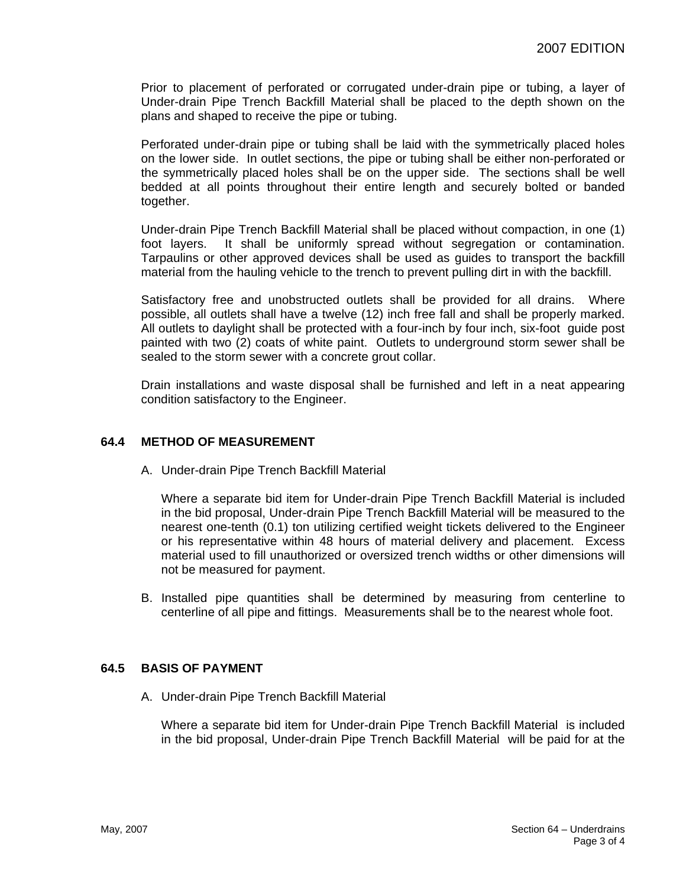Prior to placement of perforated or corrugated under-drain pipe or tubing, a layer of Under-drain Pipe Trench Backfill Material shall be placed to the depth shown on the plans and shaped to receive the pipe or tubing.

Perforated under-drain pipe or tubing shall be laid with the symmetrically placed holes on the lower side. In outlet sections, the pipe or tubing shall be either non-perforated or the symmetrically placed holes shall be on the upper side. The sections shall be well bedded at all points throughout their entire length and securely bolted or banded together.

Under-drain Pipe Trench Backfill Material shall be placed without compaction, in one (1) foot layers. It shall be uniformly spread without segregation or contamination. Tarpaulins or other approved devices shall be used as guides to transport the backfill material from the hauling vehicle to the trench to prevent pulling dirt in with the backfill.

Satisfactory free and unobstructed outlets shall be provided for all drains. Where possible, all outlets shall have a twelve (12) inch free fall and shall be properly marked. All outlets to daylight shall be protected with a four-inch by four inch, six-foot guide post painted with two (2) coats of white paint. Outlets to underground storm sewer shall be sealed to the storm sewer with a concrete grout collar.

Drain installations and waste disposal shall be furnished and left in a neat appearing condition satisfactory to the Engineer.

## 64.4 METHOD OF MEASUREMENT

A. Under-drain Pipe Trench Backfill Material

Where a separate bid item for Under-drain Pipe Trench Backfill Material is included in the bid proposal, Under-drain Pipe Trench Backfill Material will be measured to the nearest one-tenth (0.1) ton utilizing certified weight tickets delivered to the Engineer or his representative within 48 hours of material delivery and placement. Excess material used to fill unauthorized or oversized trench widths or other dimensions will not be measured for payment.

B. Installed pipe quantities shall be determined by measuring from centerline to centerline of all pipe and fittings. Measurements shall be to the nearest whole foot.

## 64.5 BASIS OF PAYMENT

A. Under-drain Pipe Trench Backfill Material

Where a separate bid item for Under-drain Pipe Trench Backfill Material is included in the bid proposal, Under-drain Pipe Trench Backfill Material will be paid for at the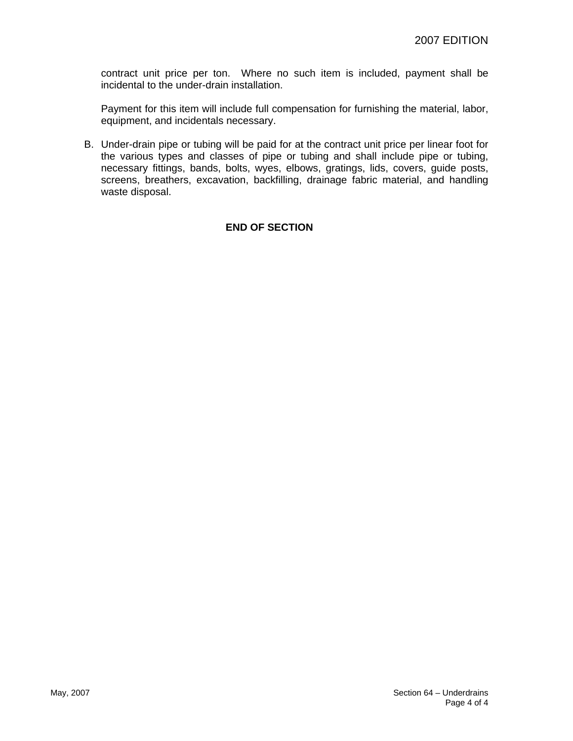contract unit price per ton. Where no such item is included, payment shall be incidental to the under-drain installation.

Payment for this item will include full compensation for furnishing the material, labor, equipment, and incidentals necessary.

B. Under-drain pipe or tubing will be paid for at the contract unit price per linear foot for the various types and classes of pipe or tubing and shall include pipe or tubing, necessary fittings, bands, bolts, wyes, elbows, gratings, lids, covers, guide posts, screens, breathers, excavation, backfilling, drainage fabric material, and handling waste disposal.

**END OF SECTION**